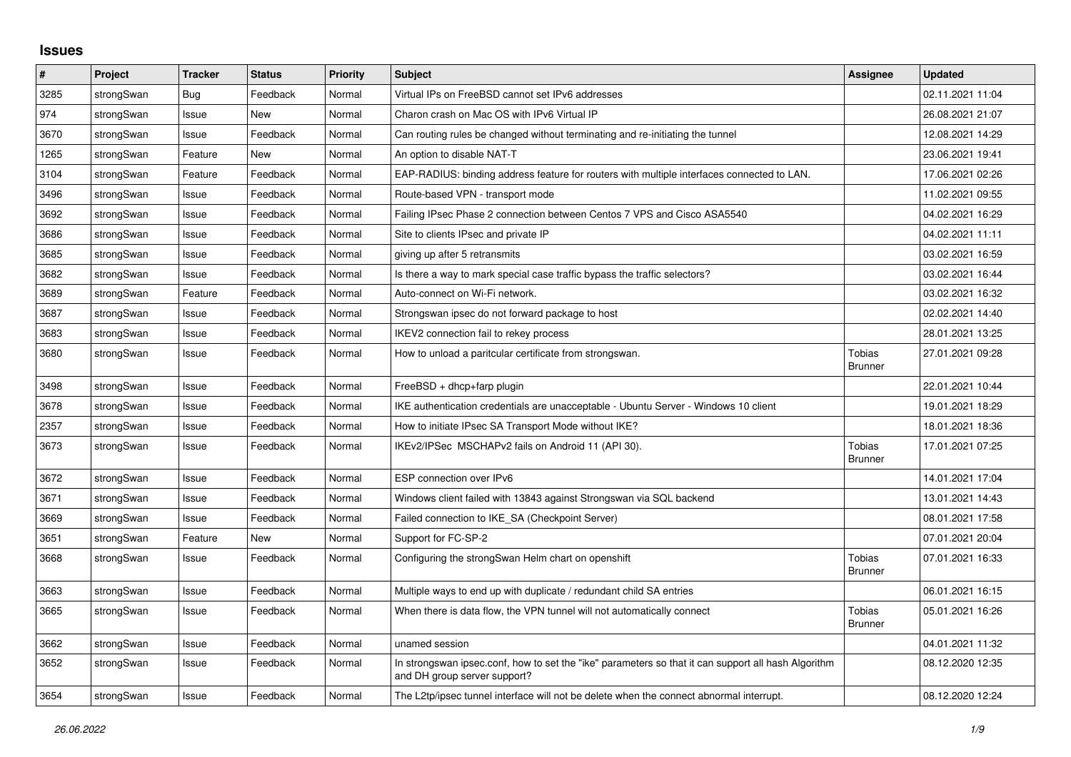## Issues

| # | Project | Tracker | Status | Priority | Subject | Assignee | Updated |
|---|---|---|---|---|---|---|---|
| 3285 | strongSwan | Bug | Feedback | Normal | Virtual IPs on FreeBSD cannot set IPv6 addresses | | 02.11.2021 11:04 |
| 974 | strongSwan | Issue | New | Normal | Charon crash on Mac OS with IPv6 Virtual IP | | 26.08.2021 21:07 |
| 3670 | strongSwan | Issue | Feedback | Normal | Can routing rules be changed without terminating and re-initiating the tunnel | | 12.08.2021 14:29 |
| 1265 | strongSwan | Feature | New | Normal | An option to disable NAT-T | | 23.06.2021 19:41 |
| 3104 | strongSwan | Feature | Feedback | Normal | EAP-RADIUS: binding address feature for routers with multiple interfaces connected to LAN. | | 17.06.2021 02:26 |
| 3496 | strongSwan | Issue | Feedback | Normal | Route-based VPN - transport mode | | 11.02.2021 09:55 |
| 3692 | strongSwan | Issue | Feedback | Normal | Failing IPsec Phase 2 connection between Centos 7 VPS and Cisco ASA5540 | | 04.02.2021 16:29 |
| 3686 | strongSwan | Issue | Feedback | Normal | Site to clients IPsec and private IP | | 04.02.2021 11:11 |
| 3685 | strongSwan | Issue | Feedback | Normal | giving up after 5 retransmits | | 03.02.2021 16:59 |
| 3682 | strongSwan | Issue | Feedback | Normal | Is there a way to mark special case traffic bypass the traffic selectors? | | 03.02.2021 16:44 |
| 3689 | strongSwan | Feature | Feedback | Normal | Auto-connect on Wi-Fi network. | | 03.02.2021 16:32 |
| 3687 | strongSwan | Issue | Feedback | Normal | Strongswan ipsec do not forward package to host | | 02.02.2021 14:40 |
| 3683 | strongSwan | Issue | Feedback | Normal | IKEV2 connection fail to rekey process | | 28.01.2021 13:25 |
| 3680 | strongSwan | Issue | Feedback | Normal | How to unload a paritcular certificate from strongswan. | Tobias Brunner | 27.01.2021 09:28 |
| 3498 | strongSwan | Issue | Feedback | Normal | FreeBSD + dhcp+farp plugin | | 22.01.2021 10:44 |
| 3678 | strongSwan | Issue | Feedback | Normal | IKE authentication credentials are unacceptable - Ubuntu Server - Windows 10 client | | 19.01.2021 18:29 |
| 2357 | strongSwan | Issue | Feedback | Normal | How to initiate IPsec SA Transport Mode without IKE? | | 18.01.2021 18:36 |
| 3673 | strongSwan | Issue | Feedback | Normal | IKEv2/IPSec MSCHAPv2 fails on Android 11 (API 30). | Tobias Brunner | 17.01.2021 07:25 |
| 3672 | strongSwan | Issue | Feedback | Normal | ESP connection over IPv6 | | 14.01.2021 17:04 |
| 3671 | strongSwan | Issue | Feedback | Normal | Windows client failed with 13843 against Strongswan via SQL backend | | 13.01.2021 14:43 |
| 3669 | strongSwan | Issue | Feedback | Normal | Failed connection to IKE_SA (Checkpoint Server) | | 08.01.2021 17:58 |
| 3651 | strongSwan | Feature | New | Normal | Support for FC-SP-2 | | 07.01.2021 20:04 |
| 3668 | strongSwan | Issue | Feedback | Normal | Configuring the strongSwan Helm chart on openshift | Tobias Brunner | 07.01.2021 16:33 |
| 3663 | strongSwan | Issue | Feedback | Normal | Multiple ways to end up with duplicate / redundant child SA entries | | 06.01.2021 16:15 |
| 3665 | strongSwan | Issue | Feedback | Normal | When there is data flow, the VPN tunnel will not automatically connect | Tobias Brunner | 05.01.2021 16:26 |
| 3662 | strongSwan | Issue | Feedback | Normal | unamed session | | 04.01.2021 11:32 |
| 3652 | strongSwan | Issue | Feedback | Normal | In strongswan ipsec.conf, how to set the "ike" parameters so that it can support all hash Algorithm and DH group server support? | | 08.12.2020 12:35 |
| 3654 | strongSwan | Issue | Feedback | Normal | The L2tp/ipsec tunnel interface will not be delete when the connect abnormal interrupt. | | 08.12.2020 12:24 |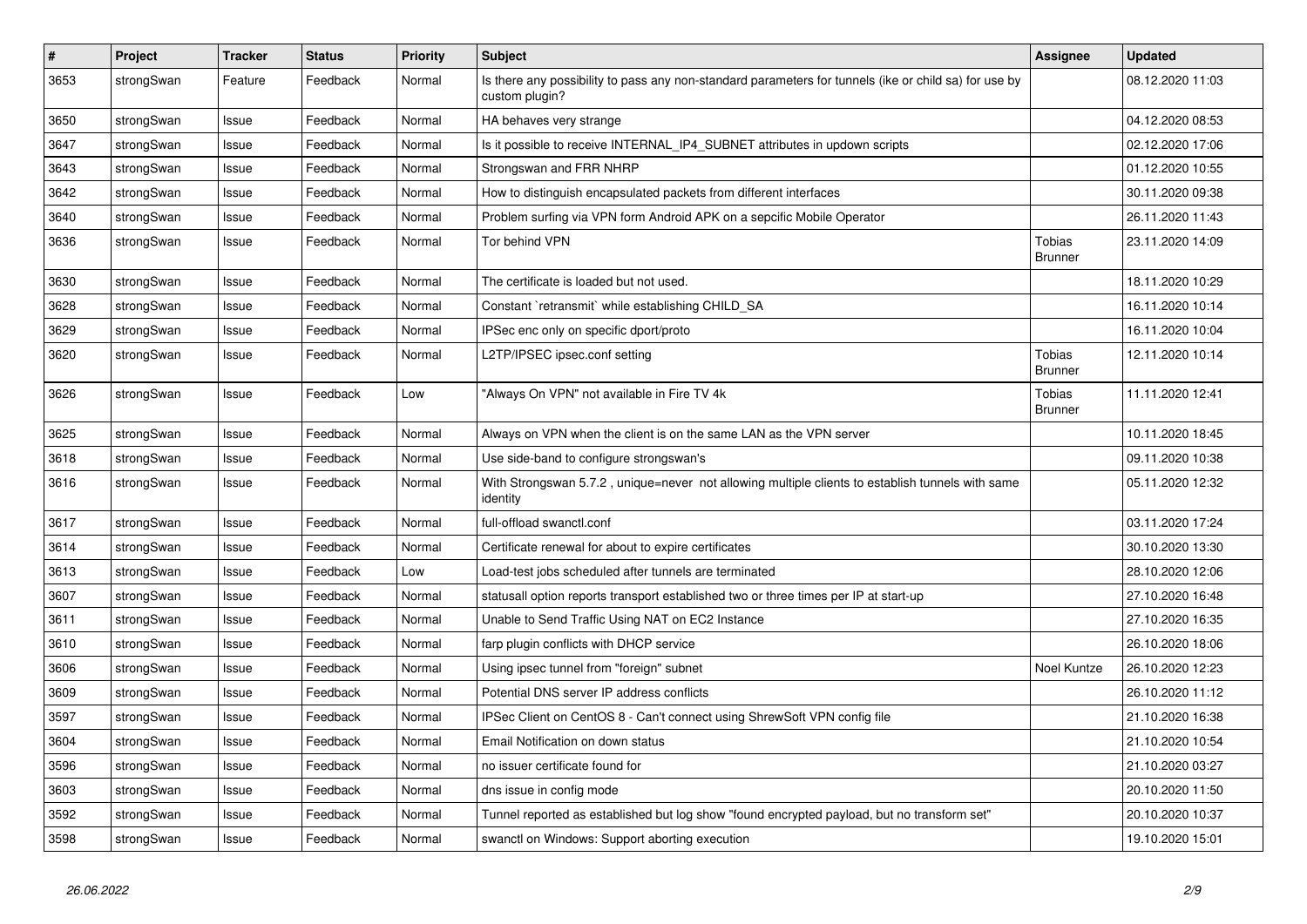| # | Project | Tracker | Status | Priority | Subject | Assignee | Updated |
|---|---|---|---|---|---|---|---|
| 3653 | strongSwan | Feature | Feedback | Normal | Is there any possibility to pass any non-standard parameters for tunnels (ike or child sa) for use by custom plugin? | | 08.12.2020 11:03 |
| 3650 | strongSwan | Issue | Feedback | Normal | HA behaves very strange | | 04.12.2020 08:53 |
| 3647 | strongSwan | Issue | Feedback | Normal | Is it possible to receive INTERNAL_IP4_SUBNET attributes in updown scripts | | 02.12.2020 17:06 |
| 3643 | strongSwan | Issue | Feedback | Normal | Strongswan and FRR NHRP | | 01.12.2020 10:55 |
| 3642 | strongSwan | Issue | Feedback | Normal | How to distinguish encapsulated packets from different interfaces | | 30.11.2020 09:38 |
| 3640 | strongSwan | Issue | Feedback | Normal | Problem surfing via VPN form Android APK on a sepcific Mobile Operator | | 26.11.2020 11:43 |
| 3636 | strongSwan | Issue | Feedback | Normal | Tor behind VPN | Tobias Brunner | 23.11.2020 14:09 |
| 3630 | strongSwan | Issue | Feedback | Normal | The certificate is loaded but not used. | | 18.11.2020 10:29 |
| 3628 | strongSwan | Issue | Feedback | Normal | Constant `retransmit` while establishing CHILD_SA | | 16.11.2020 10:14 |
| 3629 | strongSwan | Issue | Feedback | Normal | IPSec enc only on specific dport/proto | | 16.11.2020 10:04 |
| 3620 | strongSwan | Issue | Feedback | Normal | L2TP/IPSEC ipsec.conf setting | Tobias Brunner | 12.11.2020 10:14 |
| 3626 | strongSwan | Issue | Feedback | Low | "Always On VPN" not available in Fire TV 4k | Tobias Brunner | 11.11.2020 12:41 |
| 3625 | strongSwan | Issue | Feedback | Normal | Always on VPN when the client is on the same LAN as the VPN server | | 10.11.2020 18:45 |
| 3618 | strongSwan | Issue | Feedback | Normal | Use side-band to configure strongswan's | | 09.11.2020 10:38 |
| 3616 | strongSwan | Issue | Feedback | Normal | With Strongswan 5.7.2 , unique=never not allowing multiple clients to establish tunnels with same identity | | 05.11.2020 12:32 |
| 3617 | strongSwan | Issue | Feedback | Normal | full-offload swanctl.conf | | 03.11.2020 17:24 |
| 3614 | strongSwan | Issue | Feedback | Normal | Certificate renewal for about to expire certificates | | 30.10.2020 13:30 |
| 3613 | strongSwan | Issue | Feedback | Low | Load-test jobs scheduled after tunnels are terminated | | 28.10.2020 12:06 |
| 3607 | strongSwan | Issue | Feedback | Normal | statusall option reports transport established two or three times per IP at start-up | | 27.10.2020 16:48 |
| 3611 | strongSwan | Issue | Feedback | Normal | Unable to Send Traffic Using NAT on EC2 Instance | | 27.10.2020 16:35 |
| 3610 | strongSwan | Issue | Feedback | Normal | farp plugin conflicts with DHCP service | | 26.10.2020 18:06 |
| 3606 | strongSwan | Issue | Feedback | Normal | Using ipsec tunnel from "foreign" subnet | Noel Kuntze | 26.10.2020 12:23 |
| 3609 | strongSwan | Issue | Feedback | Normal | Potential DNS server IP address conflicts | | 26.10.2020 11:12 |
| 3597 | strongSwan | Issue | Feedback | Normal | IPSec Client on CentOS 8 - Can't connect using ShrewSoft VPN config file | | 21.10.2020 16:38 |
| 3604 | strongSwan | Issue | Feedback | Normal | Email Notification on down status | | 21.10.2020 10:54 |
| 3596 | strongSwan | Issue | Feedback | Normal | no issuer certificate found for | | 21.10.2020 03:27 |
| 3603 | strongSwan | Issue | Feedback | Normal | dns issue in config mode | | 20.10.2020 11:50 |
| 3592 | strongSwan | Issue | Feedback | Normal | Tunnel reported as established but log show "found encrypted payload, but no transform set" | | 20.10.2020 10:37 |
| 3598 | strongSwan | Issue | Feedback | Normal | swanctl on Windows: Support aborting execution | | 19.10.2020 15:01 |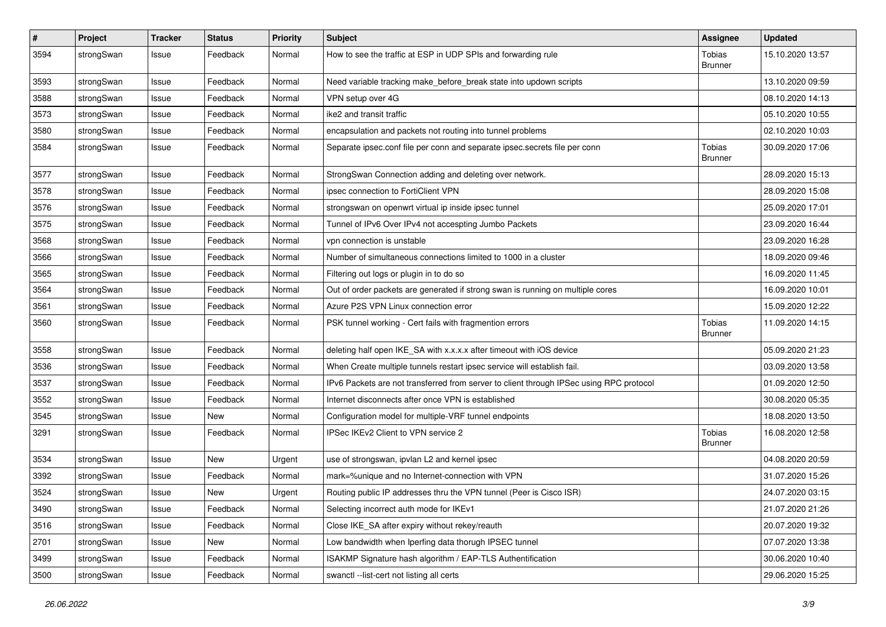| # | Project | Tracker | Status | Priority | Subject | Assignee | Updated |
|---|---|---|---|---|---|---|---|
| 3594 | strongSwan | Issue | Feedback | Normal | How to see the traffic at ESP in UDP SPIs and forwarding rule | Tobias Brunner | 15.10.2020 13:57 |
| 3593 | strongSwan | Issue | Feedback | Normal | Need variable tracking make_before_break state into updown scripts | | 13.10.2020 09:59 |
| 3588 | strongSwan | Issue | Feedback | Normal | VPN setup over 4G | | 08.10.2020 14:13 |
| 3573 | strongSwan | Issue | Feedback | Normal | ike2 and transit traffic | | 05.10.2020 10:55 |
| 3580 | strongSwan | Issue | Feedback | Normal | encapsulation and packets not routing into tunnel problems | | 02.10.2020 10:03 |
| 3584 | strongSwan | Issue | Feedback | Normal | Separate ipsec.conf file per conn and separate ipsec.secrets file per conn | Tobias Brunner | 30.09.2020 17:06 |
| 3577 | strongSwan | Issue | Feedback | Normal | StrongSwan Connection adding and deleting over network. | | 28.09.2020 15:13 |
| 3578 | strongSwan | Issue | Feedback | Normal | ipsec connection to FortiClient VPN | | 28.09.2020 15:08 |
| 3576 | strongSwan | Issue | Feedback | Normal | strongswan on openwrt virtual ip inside ipsec tunnel | | 25.09.2020 17:01 |
| 3575 | strongSwan | Issue | Feedback | Normal | Tunnel of IPv6 Over IPv4 not accespting Jumbo Packets | | 23.09.2020 16:44 |
| 3568 | strongSwan | Issue | Feedback | Normal | vpn connection is unstable | | 23.09.2020 16:28 |
| 3566 | strongSwan | Issue | Feedback | Normal | Number of simultaneous connections limited to 1000 in a cluster | | 18.09.2020 09:46 |
| 3565 | strongSwan | Issue | Feedback | Normal | Filtering out logs or plugin in to do so | | 16.09.2020 11:45 |
| 3564 | strongSwan | Issue | Feedback | Normal | Out of order packets are generated if strong swan is running on multiple cores | | 16.09.2020 10:01 |
| 3561 | strongSwan | Issue | Feedback | Normal | Azure P2S VPN Linux connection error | | 15.09.2020 12:22 |
| 3560 | strongSwan | Issue | Feedback | Normal | PSK tunnel working - Cert fails with fragmention errors | Tobias Brunner | 11.09.2020 14:15 |
| 3558 | strongSwan | Issue | Feedback | Normal | deleting half open IKE_SA with x.x.x.x after timeout with iOS device | | 05.09.2020 21:23 |
| 3536 | strongSwan | Issue | Feedback | Normal | When Create multiple tunnels restart ipsec service will establish fail. | | 03.09.2020 13:58 |
| 3537 | strongSwan | Issue | Feedback | Normal | IPv6 Packets are not transferred from server to client through IPSec using RPC protocol | | 01.09.2020 12:50 |
| 3552 | strongSwan | Issue | Feedback | Normal | Internet disconnects after once VPN is established | | 30.08.2020 05:35 |
| 3545 | strongSwan | Issue | New | Normal | Configuration model for multiple-VRF tunnel endpoints | | 18.08.2020 13:50 |
| 3291 | strongSwan | Issue | Feedback | Normal | IPSec IKEv2 Client to VPN service 2 | Tobias Brunner | 16.08.2020 12:58 |
| 3534 | strongSwan | Issue | New | Urgent | use of strongswan, ipvlan L2 and kernel ipsec | | 04.08.2020 20:59 |
| 3392 | strongSwan | Issue | Feedback | Normal | mark=%unique and no Internet-connection with VPN | | 31.07.2020 15:26 |
| 3524 | strongSwan | Issue | New | Urgent | Routing public IP addresses thru the VPN tunnel (Peer is Cisco ISR) | | 24.07.2020 03:15 |
| 3490 | strongSwan | Issue | Feedback | Normal | Selecting incorrect auth mode for IKEv1 | | 21.07.2020 21:26 |
| 3516 | strongSwan | Issue | Feedback | Normal | Close IKE_SA after expiry without rekey/reauth | | 20.07.2020 19:32 |
| 2701 | strongSwan | Issue | New | Normal | Low bandwidth when Iperfing data thorugh IPSEC tunnel | | 07.07.2020 13:38 |
| 3499 | strongSwan | Issue | Feedback | Normal | ISAKMP Signature hash algorithm / EAP-TLS Authentification | | 30.06.2020 10:40 |
| 3500 | strongSwan | Issue | Feedback | Normal | swanctl --list-cert not listing all certs | | 29.06.2020 15:25 |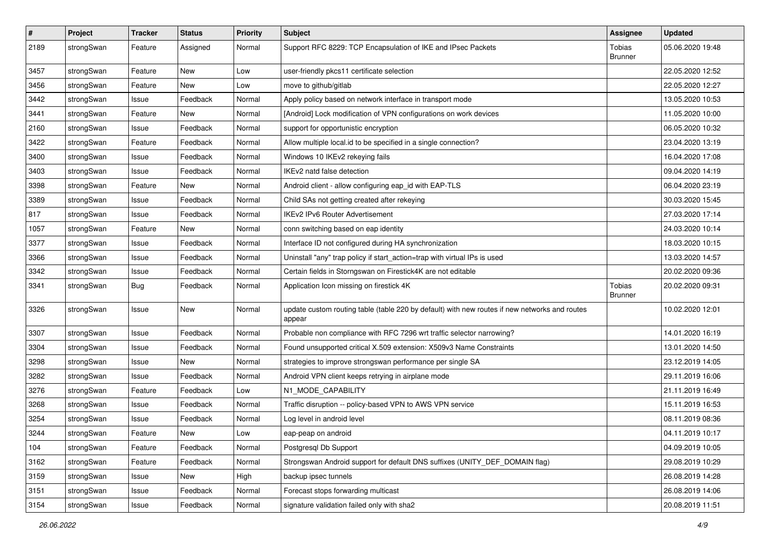| # | Project | Tracker | Status | Priority | Subject | Assignee | Updated |
|---|---|---|---|---|---|---|---|
| 2189 | strongSwan | Feature | Assigned | Normal | Support RFC 8229: TCP Encapsulation of IKE and IPsec Packets | Tobias Brunner | 05.06.2020 19:48 |
| 3457 | strongSwan | Feature | New | Low | user-friendly pkcs11 certificate selection | | 22.05.2020 12:52 |
| 3456 | strongSwan | Feature | New | Low | move to github/gitlab | | 22.05.2020 12:27 |
| 3442 | strongSwan | Issue | Feedback | Normal | Apply policy based on network interface in transport mode | | 13.05.2020 10:53 |
| 3441 | strongSwan | Feature | New | Normal | [Android] Lock modification of VPN configurations on work devices | | 11.05.2020 10:00 |
| 2160 | strongSwan | Issue | Feedback | Normal | support for opportunistic encryption | | 06.05.2020 10:32 |
| 3422 | strongSwan | Feature | Feedback | Normal | Allow multiple local.id to be specified in a single connection? | | 23.04.2020 13:19 |
| 3400 | strongSwan | Issue | Feedback | Normal | Windows 10 IKEv2 rekeying fails | | 16.04.2020 17:08 |
| 3403 | strongSwan | Issue | Feedback | Normal | IKEv2 natd false detection | | 09.04.2020 14:19 |
| 3398 | strongSwan | Feature | New | Normal | Android client - allow configuring eap_id with EAP-TLS | | 06.04.2020 23:19 |
| 3389 | strongSwan | Issue | Feedback | Normal | Child SAs not getting created after rekeying | | 30.03.2020 15:45 |
| 817 | strongSwan | Issue | Feedback | Normal | IKEv2 IPv6 Router Advertisement | | 27.03.2020 17:14 |
| 1057 | strongSwan | Feature | New | Normal | conn switching based on eap identity | | 24.03.2020 10:14 |
| 3377 | strongSwan | Issue | Feedback | Normal | Interface ID not configured during HA synchronization | | 18.03.2020 10:15 |
| 3366 | strongSwan | Issue | Feedback | Normal | Uninstall "any" trap policy if start_action=trap with virtual IPs is used | | 13.03.2020 14:57 |
| 3342 | strongSwan | Issue | Feedback | Normal | Certain fields in Storngswan on Firestick4K are not editable | | 20.02.2020 09:36 |
| 3341 | strongSwan | Bug | Feedback | Normal | Application Icon missing on firestick 4K | Tobias Brunner | 20.02.2020 09:31 |
| 3326 | strongSwan | Issue | New | Normal | update custom routing table (table 220 by default) with new routes if new networks and routes appear | | 10.02.2020 12:01 |
| 3307 | strongSwan | Issue | Feedback | Normal | Probable non compliance with RFC 7296 wrt traffic selector narrowing? | | 14.01.2020 16:19 |
| 3304 | strongSwan | Issue | Feedback | Normal | Found unsupported critical X.509 extension: X509v3 Name Constraints | | 13.01.2020 14:50 |
| 3298 | strongSwan | Issue | New | Normal | strategies to improve strongswan performance per single SA | | 23.12.2019 14:05 |
| 3282 | strongSwan | Issue | Feedback | Normal | Android VPN client keeps retrying in airplane mode | | 29.11.2019 16:06 |
| 3276 | strongSwan | Feature | Feedback | Low | N1_MODE_CAPABILITY | | 21.11.2019 16:49 |
| 3268 | strongSwan | Issue | Feedback | Normal | Traffic disruption -- policy-based VPN to AWS VPN service | | 15.11.2019 16:53 |
| 3254 | strongSwan | Issue | Feedback | Normal | Log level in android level | | 08.11.2019 08:36 |
| 3244 | strongSwan | Feature | New | Low | eap-peap on android | | 04.11.2019 10:17 |
| 104 | strongSwan | Feature | Feedback | Normal | Postgresql Db Support | | 04.09.2019 10:05 |
| 3162 | strongSwan | Feature | Feedback | Normal | Strongswan Android support for default DNS suffixes (UNITY_DEF_DOMAIN flag) | | 29.08.2019 10:29 |
| 3159 | strongSwan | Issue | New | High | backup ipsec tunnels | | 26.08.2019 14:28 |
| 3151 | strongSwan | Issue | Feedback | Normal | Forecast stops forwarding multicast | | 26.08.2019 14:06 |
| 3154 | strongSwan | Issue | Feedback | Normal | signature validation failed only with sha2 | | 20.08.2019 11:51 |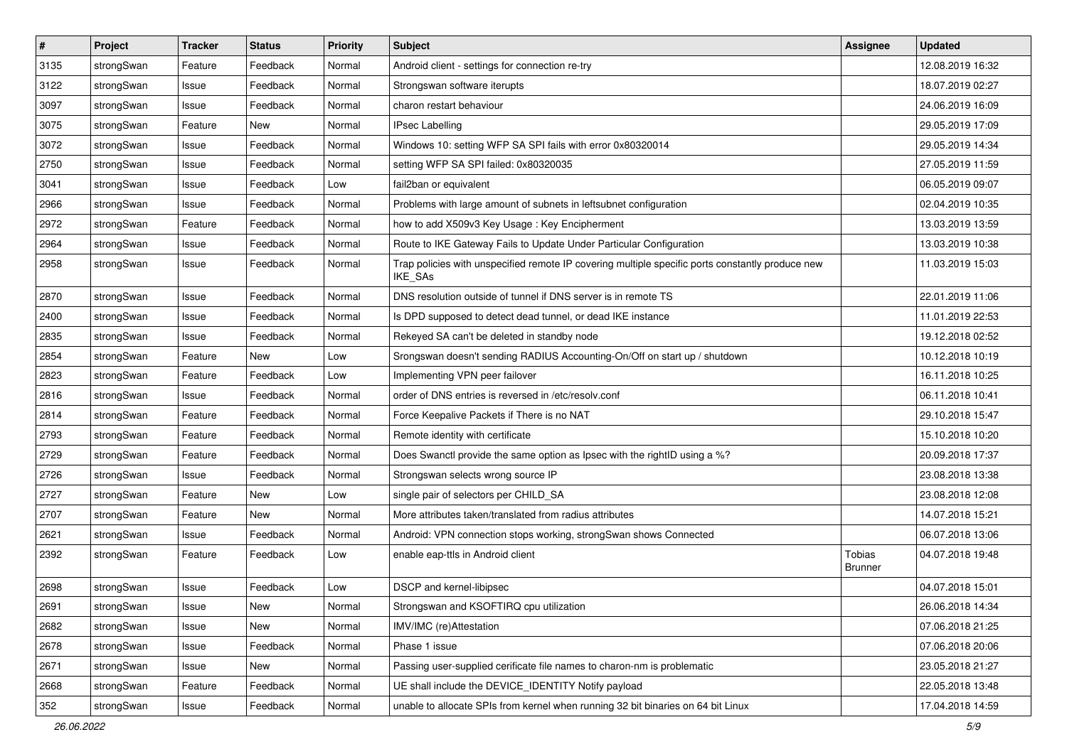| # | Project | Tracker | Status | Priority | Subject | Assignee | Updated |
|---|---|---|---|---|---|---|---|
| 3135 | strongSwan | Feature | Feedback | Normal | Android client - settings for connection re-try | | 12.08.2019 16:32 |
| 3122 | strongSwan | Issue | Feedback | Normal | Strongswan software iterupts | | 18.07.2019 02:27 |
| 3097 | strongSwan | Issue | Feedback | Normal | charon restart behaviour | | 24.06.2019 16:09 |
| 3075 | strongSwan | Feature | New | Normal | IPsec Labelling | | 29.05.2019 17:09 |
| 3072 | strongSwan | Issue | Feedback | Normal | Windows 10: setting WFP SA SPI fails with error 0x80320014 | | 29.05.2019 14:34 |
| 2750 | strongSwan | Issue | Feedback | Normal | setting WFP SA SPI failed: 0x80320035 | | 27.05.2019 11:59 |
| 3041 | strongSwan | Issue | Feedback | Low | fail2ban or equivalent | | 06.05.2019 09:07 |
| 2966 | strongSwan | Issue | Feedback | Normal | Problems with large amount of subnets in leftsubnet configuration | | 02.04.2019 10:35 |
| 2972 | strongSwan | Feature | Feedback | Normal | how to add X509v3 Key Usage : Key Encipherment | | 13.03.2019 13:59 |
| 2964 | strongSwan | Issue | Feedback | Normal | Route to IKE Gateway Fails to Update Under Particular Configuration | | 13.03.2019 10:38 |
| 2958 | strongSwan | Issue | Feedback | Normal | Trap policies with unspecified remote IP covering multiple specific ports constantly produce new IKE_SAs | | 11.03.2019 15:03 |
| 2870 | strongSwan | Issue | Feedback | Normal | DNS resolution outside of tunnel if DNS server is in remote TS | | 22.01.2019 11:06 |
| 2400 | strongSwan | Issue | Feedback | Normal | Is DPD supposed to detect dead tunnel, or dead IKE instance | | 11.01.2019 22:53 |
| 2835 | strongSwan | Issue | Feedback | Normal | Rekeyed SA can't be deleted in standby node | | 19.12.2018 02:52 |
| 2854 | strongSwan | Feature | New | Low | Srongswan doesn't sending RADIUS Accounting-On/Off on start up / shutdown | | 10.12.2018 10:19 |
| 2823 | strongSwan | Feature | Feedback | Low | Implementing VPN peer failover | | 16.11.2018 10:25 |
| 2816 | strongSwan | Issue | Feedback | Normal | order of DNS entries is reversed in /etc/resolv.conf | | 06.11.2018 10:41 |
| 2814 | strongSwan | Feature | Feedback | Normal | Force Keepalive Packets if There is no NAT | | 29.10.2018 15:47 |
| 2793 | strongSwan | Feature | Feedback | Normal | Remote identity with certificate | | 15.10.2018 10:20 |
| 2729 | strongSwan | Feature | Feedback | Normal | Does Swanctl provide the same option as Ipsec with the rightID using a %? | | 20.09.2018 17:37 |
| 2726 | strongSwan | Issue | Feedback | Normal | Strongswan selects wrong source IP | | 23.08.2018 13:38 |
| 2727 | strongSwan | Feature | New | Low | single pair of selectors per CHILD_SA | | 23.08.2018 12:08 |
| 2707 | strongSwan | Feature | New | Normal | More attributes taken/translated from radius attributes | | 14.07.2018 15:21 |
| 2621 | strongSwan | Issue | Feedback | Normal | Android: VPN connection stops working, strongSwan shows Connected | | 06.07.2018 13:06 |
| 2392 | strongSwan | Feature | Feedback | Low | enable eap-ttls in Android client | Tobias Brunner | 04.07.2018 19:48 |
| 2698 | strongSwan | Issue | Feedback | Low | DSCP and kernel-libipsec | | 04.07.2018 15:01 |
| 2691 | strongSwan | Issue | New | Normal | Strongswan and KSOFTIRQ cpu utilization | | 26.06.2018 14:34 |
| 2682 | strongSwan | Issue | New | Normal | IMV/IMC (re)Attestation | | 07.06.2018 21:25 |
| 2678 | strongSwan | Issue | Feedback | Normal | Phase 1 issue | | 07.06.2018 20:06 |
| 2671 | strongSwan | Issue | New | Normal | Passing user-supplied cerificate file names to charon-nm is problematic | | 23.05.2018 21:27 |
| 2668 | strongSwan | Feature | Feedback | Normal | UE shall include the DEVICE_IDENTITY Notify payload | | 22.05.2018 13:48 |
| 352 | strongSwan | Issue | Feedback | Normal | unable to allocate SPIs from kernel when running 32 bit binaries on 64 bit Linux | | 17.04.2018 14:59 |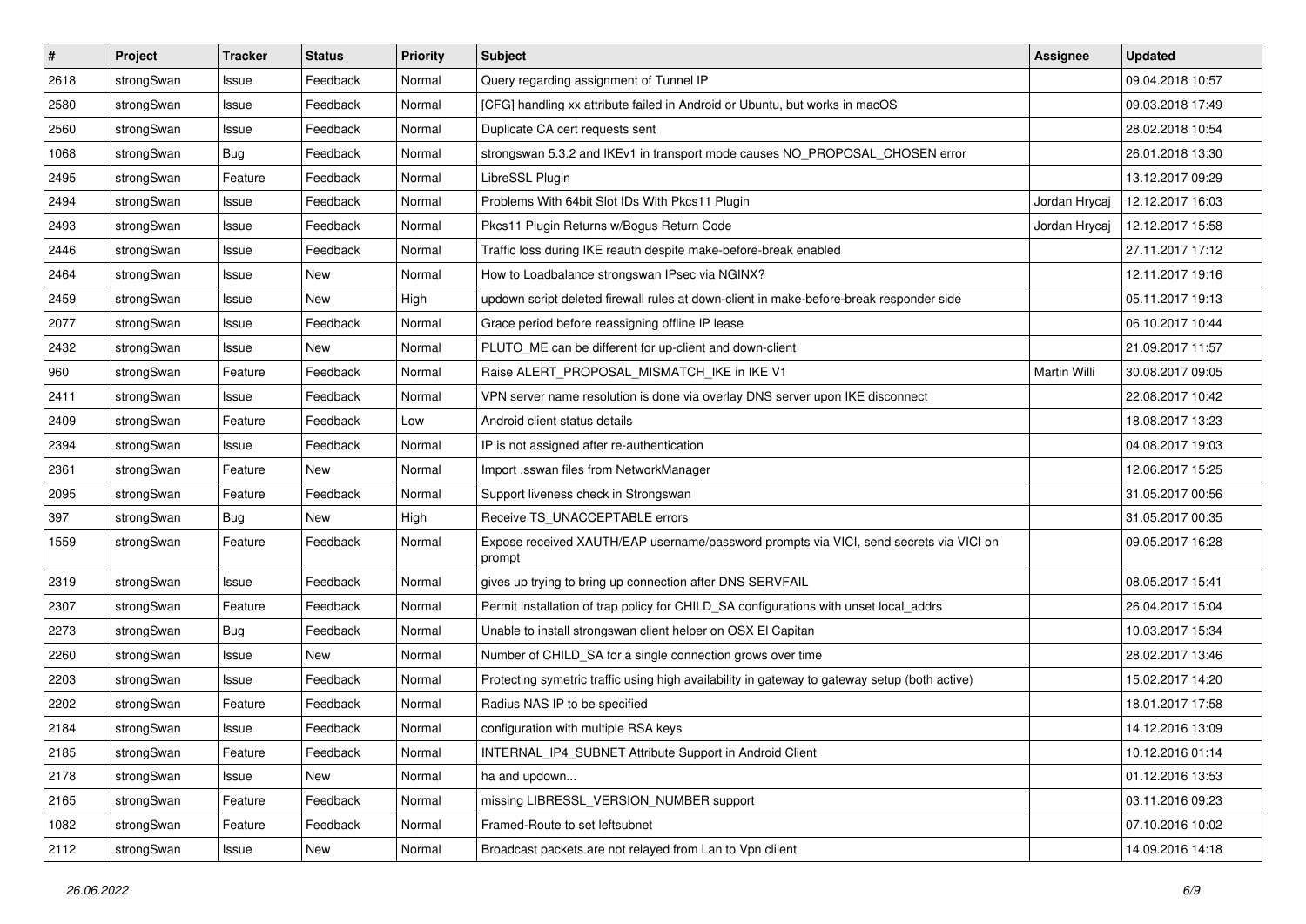| # | Project | Tracker | Status | Priority | Subject | Assignee | Updated |
|---|---|---|---|---|---|---|---|
| 2618 | strongSwan | Issue | Feedback | Normal | Query regarding assignment of Tunnel IP | | 09.04.2018 10:57 |
| 2580 | strongSwan | Issue | Feedback | Normal | [CFG] handling xx attribute failed in Android or Ubuntu, but works in macOS | | 09.03.2018 17:49 |
| 2560 | strongSwan | Issue | Feedback | Normal | Duplicate CA cert requests sent | | 28.02.2018 10:54 |
| 1068 | strongSwan | Bug | Feedback | Normal | strongswan 5.3.2 and IKEv1 in transport mode causes NO_PROPOSAL_CHOSEN error | | 26.01.2018 13:30 |
| 2495 | strongSwan | Feature | Feedback | Normal | LibreSSL Plugin | | 13.12.2017 09:29 |
| 2494 | strongSwan | Issue | Feedback | Normal | Problems With 64bit Slot IDs With Pkcs11 Plugin | Jordan Hrycaj | 12.12.2017 16:03 |
| 2493 | strongSwan | Issue | Feedback | Normal | Pkcs11 Plugin Returns w/Bogus Return Code | Jordan Hrycaj | 12.12.2017 15:58 |
| 2446 | strongSwan | Issue | Feedback | Normal | Traffic loss during IKE reauth despite make-before-break enabled | | 27.11.2017 17:12 |
| 2464 | strongSwan | Issue | New | Normal | How to Loadbalance strongswan IPsec via NGINX? | | 12.11.2017 19:16 |
| 2459 | strongSwan | Issue | New | High | updown script deleted firewall rules at down-client in make-before-break responder side | | 05.11.2017 19:13 |
| 2077 | strongSwan | Issue | Feedback | Normal | Grace period before reassigning offline IP lease | | 06.10.2017 10:44 |
| 2432 | strongSwan | Issue | New | Normal | PLUTO_ME can be different for up-client and down-client | | 21.09.2017 11:57 |
| 960 | strongSwan | Feature | Feedback | Normal | Raise ALERT_PROPOSAL_MISMATCH_IKE in IKE V1 | Martin Willi | 30.08.2017 09:05 |
| 2411 | strongSwan | Issue | Feedback | Normal | VPN server name resolution is done via overlay DNS server upon IKE disconnect | | 22.08.2017 10:42 |
| 2409 | strongSwan | Feature | Feedback | Low | Android client status details | | 18.08.2017 13:23 |
| 2394 | strongSwan | Issue | Feedback | Normal | IP is not assigned after re-authentication | | 04.08.2017 19:03 |
| 2361 | strongSwan | Feature | New | Normal | Import .sswan files from NetworkManager | | 12.06.2017 15:25 |
| 2095 | strongSwan | Feature | Feedback | Normal | Support liveness check in Strongswan | | 31.05.2017 00:56 |
| 397 | strongSwan | Bug | New | High | Receive TS_UNACCEPTABLE errors | | 31.05.2017 00:35 |
| 1559 | strongSwan | Feature | Feedback | Normal | Expose received XAUTH/EAP username/password prompts via VICI, send secrets via VICI on prompt | | 09.05.2017 16:28 |
| 2319 | strongSwan | Issue | Feedback | Normal | gives up trying to bring up connection after DNS SERVFAIL | | 08.05.2017 15:41 |
| 2307 | strongSwan | Feature | Feedback | Normal | Permit installation of trap policy for CHILD_SA configurations with unset local_addrs | | 26.04.2017 15:04 |
| 2273 | strongSwan | Bug | Feedback | Normal | Unable to install strongswan client helper on OSX El Capitan | | 10.03.2017 15:34 |
| 2260 | strongSwan | Issue | New | Normal | Number of CHILD_SA for a single connection grows over time | | 28.02.2017 13:46 |
| 2203 | strongSwan | Issue | Feedback | Normal | Protecting symetric traffic using high availability in gateway to gateway setup (both active) | | 15.02.2017 14:20 |
| 2202 | strongSwan | Feature | Feedback | Normal | Radius NAS IP to be specified | | 18.01.2017 17:58 |
| 2184 | strongSwan | Issue | Feedback | Normal | configuration with multiple RSA keys | | 14.12.2016 13:09 |
| 2185 | strongSwan | Feature | Feedback | Normal | INTERNAL_IP4_SUBNET Attribute Support in Android Client | | 10.12.2016 01:14 |
| 2178 | strongSwan | Issue | New | Normal | ha and updown... | | 01.12.2016 13:53 |
| 2165 | strongSwan | Feature | Feedback | Normal | missing LIBRESSL_VERSION_NUMBER support | | 03.11.2016 09:23 |
| 1082 | strongSwan | Feature | Feedback | Normal | Framed-Route to set leftsubnet | | 07.10.2016 10:02 |
| 2112 | strongSwan | Issue | New | Normal | Broadcast packets are not relayed from Lan to Vpn clilent | | 14.09.2016 14:18 |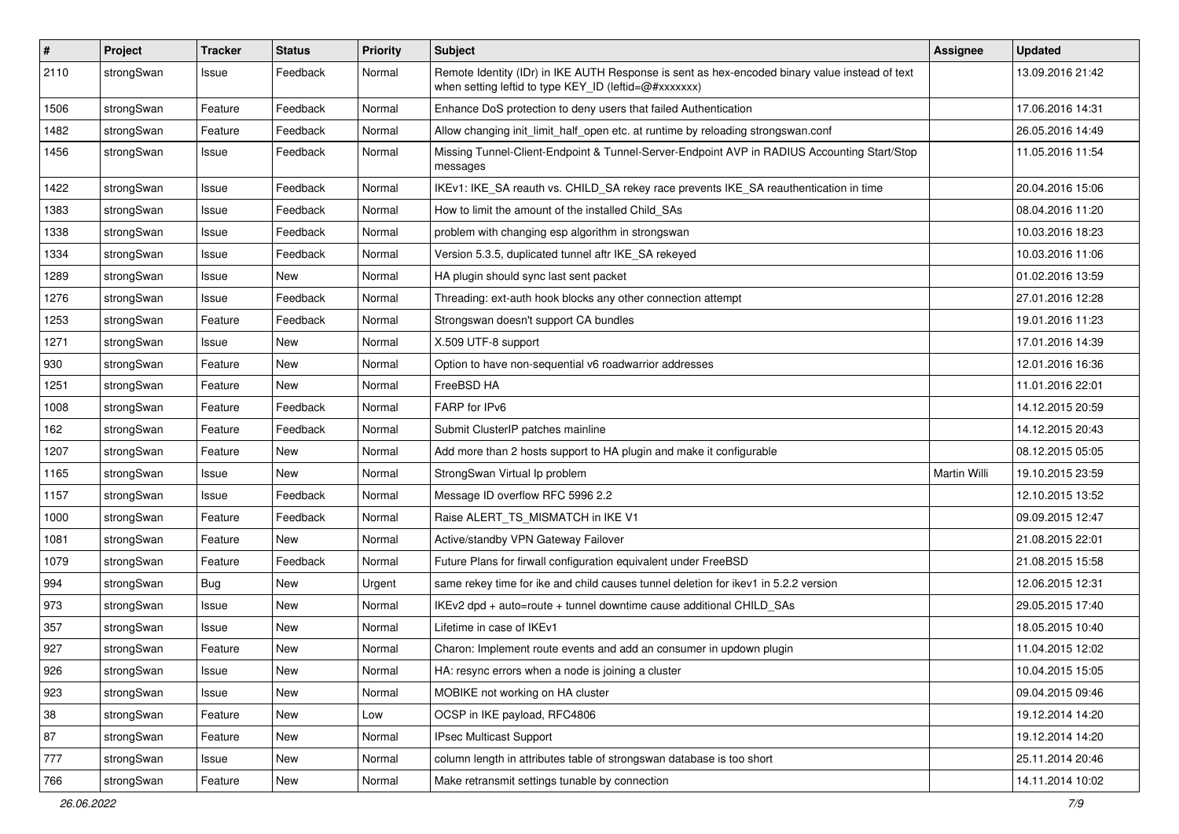| # | Project | Tracker | Status | Priority | Subject | Assignee | Updated |
|---|---|---|---|---|---|---|---|
| 2110 | strongSwan | Issue | Feedback | Normal | Remote Identity (IDr) in IKE AUTH Response is sent as hex-encoded binary value instead of text when setting leftid to type KEY_ID (leftid=@#xxxxxxx) | | 13.09.2016 21:42 |
| 1506 | strongSwan | Feature | Feedback | Normal | Enhance DoS protection to deny users that failed Authentication | | 17.06.2016 14:31 |
| 1482 | strongSwan | Feature | Feedback | Normal | Allow changing init_limit_half_open etc. at runtime by reloading strongswan.conf | | 26.05.2016 14:49 |
| 1456 | strongSwan | Issue | Feedback | Normal | Missing Tunnel-Client-Endpoint & Tunnel-Server-Endpoint AVP in RADIUS Accounting Start/Stop messages | | 11.05.2016 11:54 |
| 1422 | strongSwan | Issue | Feedback | Normal | IKEv1: IKE_SA reauth vs. CHILD_SA rekey race prevents IKE_SA reauthentication in time | | 20.04.2016 15:06 |
| 1383 | strongSwan | Issue | Feedback | Normal | How to limit the amount of the installed Child_SAs | | 08.04.2016 11:20 |
| 1338 | strongSwan | Issue | Feedback | Normal | problem with changing esp algorithm in strongswan | | 10.03.2016 18:23 |
| 1334 | strongSwan | Issue | Feedback | Normal | Version 5.3.5, duplicated tunnel aftr IKE_SA rekeyed | | 10.03.2016 11:06 |
| 1289 | strongSwan | Issue | New | Normal | HA plugin should sync last sent packet | | 01.02.2016 13:59 |
| 1276 | strongSwan | Issue | Feedback | Normal | Threading: ext-auth hook blocks any other connection attempt | | 27.01.2016 12:28 |
| 1253 | strongSwan | Feature | Feedback | Normal | Strongswan doesn't support CA bundles | | 19.01.2016 11:23 |
| 1271 | strongSwan | Issue | New | Normal | X.509 UTF-8 support | | 17.01.2016 14:39 |
| 930 | strongSwan | Feature | New | Normal | Option to have non-sequential v6 roadwarrior addresses | | 12.01.2016 16:36 |
| 1251 | strongSwan | Feature | New | Normal | FreeBSD HA | | 11.01.2016 22:01 |
| 1008 | strongSwan | Feature | Feedback | Normal | FARP for IPv6 | | 14.12.2015 20:59 |
| 162 | strongSwan | Feature | Feedback | Normal | Submit ClusterIP patches mainline | | 14.12.2015 20:43 |
| 1207 | strongSwan | Feature | New | Normal | Add more than 2 hosts support to HA plugin and make it configurable | | 08.12.2015 05:05 |
| 1165 | strongSwan | Issue | New | Normal | StrongSwan Virtual Ip problem | Martin Willi | 19.10.2015 23:59 |
| 1157 | strongSwan | Issue | Feedback | Normal | Message ID overflow RFC 5996 2.2 | | 12.10.2015 13:52 |
| 1000 | strongSwan | Feature | Feedback | Normal | Raise ALERT_TS_MISMATCH in IKE V1 | | 09.09.2015 12:47 |
| 1081 | strongSwan | Feature | New | Normal | Active/standby VPN Gateway Failover | | 21.08.2015 22:01 |
| 1079 | strongSwan | Feature | Feedback | Normal | Future Plans for firwall configuration equivalent under FreeBSD | | 21.08.2015 15:58 |
| 994 | strongSwan | Bug | New | Urgent | same rekey time for ike and child causes tunnel deletion for ikev1 in 5.2.2 version | | 12.06.2015 12:31 |
| 973 | strongSwan | Issue | New | Normal | IKEv2 dpd + auto=route + tunnel downtime cause additional CHILD_SAs | | 29.05.2015 17:40 |
| 357 | strongSwan | Issue | New | Normal | Lifetime in case of IKEv1 | | 18.05.2015 10:40 |
| 927 | strongSwan | Feature | New | Normal | Charon: Implement route events and add an consumer in updown plugin | | 11.04.2015 12:02 |
| 926 | strongSwan | Issue | New | Normal | HA: resync errors when a node is joining a cluster | | 10.04.2015 15:05 |
| 923 | strongSwan | Issue | New | Normal | MOBIKE not working on HA cluster | | 09.04.2015 09:46 |
| 38 | strongSwan | Feature | New | Low | OCSP in IKE payload, RFC4806 | | 19.12.2014 14:20 |
| 87 | strongSwan | Feature | New | Normal | IPsec Multicast Support | | 19.12.2014 14:20 |
| 777 | strongSwan | Issue | New | Normal | column length in attributes table of strongswan database is too short | | 25.11.2014 20:46 |
| 766 | strongSwan | Feature | New | Normal | Make retransmit settings tunable by connection | | 14.11.2014 10:02 |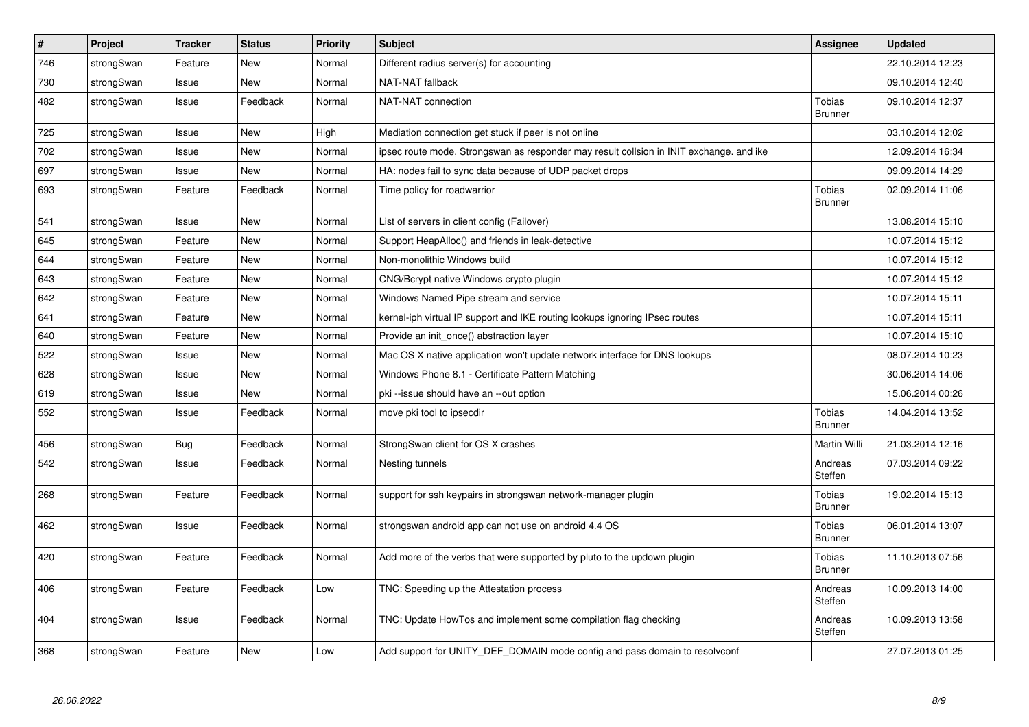| # | Project | Tracker | Status | Priority | Subject | Assignee | Updated |
|---|---|---|---|---|---|---|---|
| 746 | strongSwan | Feature | New | Normal | Different radius server(s) for accounting | | 22.10.2014 12:23 |
| 730 | strongSwan | Issue | New | Normal | NAT-NAT fallback | | 09.10.2014 12:40 |
| 482 | strongSwan | Issue | Feedback | Normal | NAT-NAT connection | Tobias Brunner | 09.10.2014 12:37 |
| 725 | strongSwan | Issue | New | High | Mediation connection get stuck if peer is not online | | 03.10.2014 12:02 |
| 702 | strongSwan | Issue | New | Normal | ipsec route mode, Strongswan as responder may result collsion in INIT exchange. and ike | | 12.09.2014 16:34 |
| 697 | strongSwan | Issue | New | Normal | HA: nodes fail to sync data because of UDP packet drops | | 09.09.2014 14:29 |
| 693 | strongSwan | Feature | Feedback | Normal | Time policy for roadwarrior | Tobias Brunner | 02.09.2014 11:06 |
| 541 | strongSwan | Issue | New | Normal | List of servers in client config (Failover) | | 13.08.2014 15:10 |
| 645 | strongSwan | Feature | New | Normal | Support HeapAlloc() and friends in leak-detective | | 10.07.2014 15:12 |
| 644 | strongSwan | Feature | New | Normal | Non-monolithic Windows build | | 10.07.2014 15:12 |
| 643 | strongSwan | Feature | New | Normal | CNG/Bcrypt native Windows crypto plugin | | 10.07.2014 15:12 |
| 642 | strongSwan | Feature | New | Normal | Windows Named Pipe stream and service | | 10.07.2014 15:11 |
| 641 | strongSwan | Feature | New | Normal | kernel-iph virtual IP support and IKE routing lookups ignoring IPsec routes | | 10.07.2014 15:11 |
| 640 | strongSwan | Feature | New | Normal | Provide an init_once() abstraction layer | | 10.07.2014 15:10 |
| 522 | strongSwan | Issue | New | Normal | Mac OS X native application won't update network interface for DNS lookups | | 08.07.2014 10:23 |
| 628 | strongSwan | Issue | New | Normal | Windows Phone 8.1 - Certificate Pattern Matching | | 30.06.2014 14:06 |
| 619 | strongSwan | Issue | New | Normal | pki --issue should have an --out option | | 15.06.2014 00:26 |
| 552 | strongSwan | Issue | Feedback | Normal | move pki tool to ipsecdir | Tobias Brunner | 14.04.2014 13:52 |
| 456 | strongSwan | Bug | Feedback | Normal | StrongSwan client for OS X crashes | Martin Willi | 21.03.2014 12:16 |
| 542 | strongSwan | Issue | Feedback | Normal | Nesting tunnels | Andreas Steffen | 07.03.2014 09:22 |
| 268 | strongSwan | Feature | Feedback | Normal | support for ssh keypairs in strongswan network-manager plugin | Tobias Brunner | 19.02.2014 15:13 |
| 462 | strongSwan | Issue | Feedback | Normal | strongswan android app can not use on android 4.4 OS | Tobias Brunner | 06.01.2014 13:07 |
| 420 | strongSwan | Feature | Feedback | Normal | Add more of the verbs that were supported by pluto to the updown plugin | Tobias Brunner | 11.10.2013 07:56 |
| 406 | strongSwan | Feature | Feedback | Low | TNC: Speeding up the Attestation process | Andreas Steffen | 10.09.2013 14:00 |
| 404 | strongSwan | Issue | Feedback | Normal | TNC: Update HowTos and implement some compilation flag checking | Andreas Steffen | 10.09.2013 13:58 |
| 368 | strongSwan | Feature | New | Low | Add support for UNITY_DEF_DOMAIN mode config and pass domain to resolvconf | | 27.07.2013 01:25 |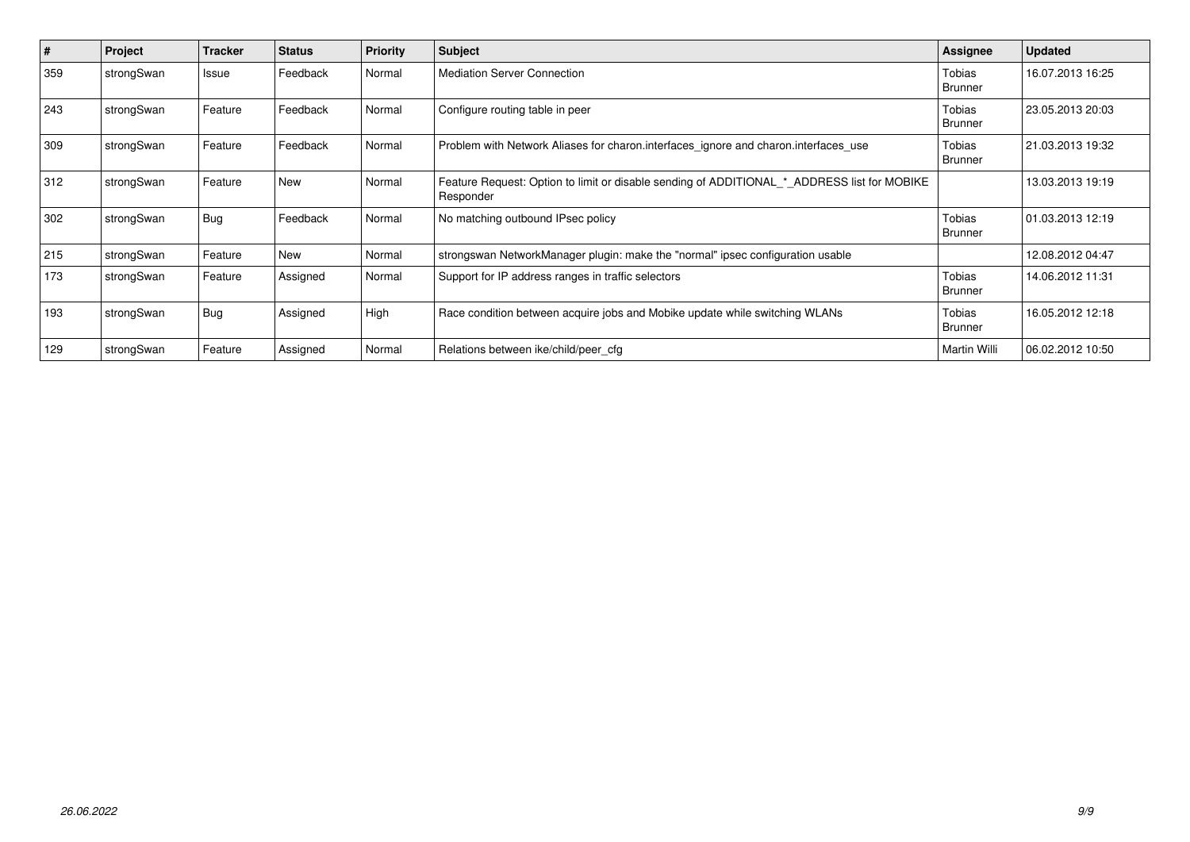| # | Project | Tracker | Status | Priority | Subject | Assignee | Updated |
|---|---|---|---|---|---|---|---|
| 359 | strongSwan | Issue | Feedback | Normal | Mediation Server Connection | Tobias Brunner | 16.07.2013 16:25 |
| 243 | strongSwan | Feature | Feedback | Normal | Configure routing table in peer | Tobias Brunner | 23.05.2013 20:03 |
| 309 | strongSwan | Feature | Feedback | Normal | Problem with Network Aliases for charon.interfaces_ignore and charon.interfaces_use | Tobias Brunner | 21.03.2013 19:32 |
| 312 | strongSwan | Feature | New | Normal | Feature Request: Option to limit or disable sending of ADDITIONAL_*_ADDRESS list for MOBIKE Responder | | 13.03.2013 19:19 |
| 302 | strongSwan | Bug | Feedback | Normal | No matching outbound IPsec policy | Tobias Brunner | 01.03.2013 12:19 |
| 215 | strongSwan | Feature | New | Normal | strongswan NetworkManager plugin: make the "normal" ipsec configuration usable | | 12.08.2012 04:47 |
| 173 | strongSwan | Feature | Assigned | Normal | Support for IP address ranges in traffic selectors | Tobias Brunner | 14.06.2012 11:31 |
| 193 | strongSwan | Bug | Assigned | High | Race condition between acquire jobs and Mobike update while switching WLANs | Tobias Brunner | 16.05.2012 12:18 |
| 129 | strongSwan | Feature | Assigned | Normal | Relations between ike/child/peer_cfg | Martin Willi | 06.02.2012 10:50 |